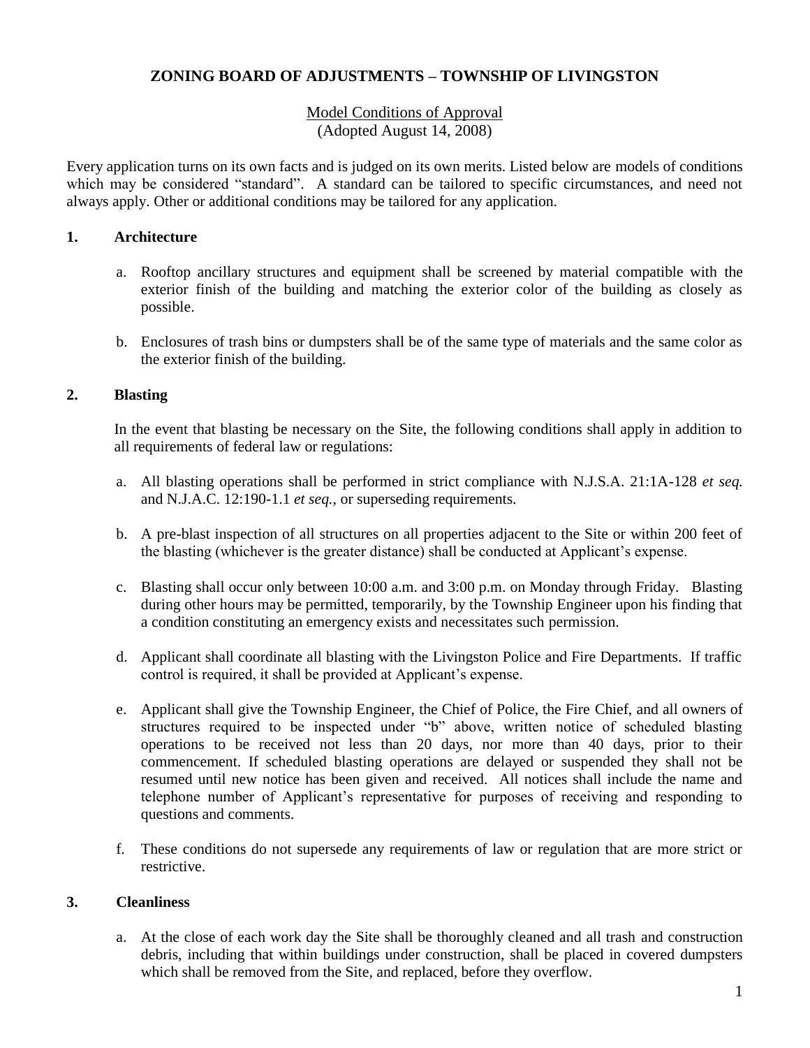# ZONING BOARD OF ADJUSTMENTS – TOWNSHIP OF LIVINGSTON

Model Conditions of Approval
(Adopted August 14, 2008)

Every application turns on its own facts and is judged on its own merits. Listed below are models of conditions which may be considered "standard". A standard can be tailored to specific circumstances, and need not always apply. Other or additional conditions may be tailored for any application.

## 1. Architecture

a. Rooftop ancillary structures and equipment shall be screened by material compatible with the exterior finish of the building and matching the exterior color of the building as closely as possible.

b. Enclosures of trash bins or dumpsters shall be of the same type of materials and the same color as the exterior finish of the building.

## 2. Blasting

In the event that blasting be necessary on the Site, the following conditions shall apply in addition to all requirements of federal law or regulations:

a. All blasting operations shall be performed in strict compliance with N.J.S.A. 21:1A-128 *et seq.* and N.J.A.C. 12:190-1.1 *et seq.*, or superseding requirements.

b. A pre-blast inspection of all structures on all properties adjacent to the Site or within 200 feet of the blasting (whichever is the greater distance) shall be conducted at Applicant's expense.

c. Blasting shall occur only between 10:00 a.m. and 3:00 p.m. on Monday through Friday. Blasting during other hours may be permitted, temporarily, by the Township Engineer upon his finding that a condition constituting an emergency exists and necessitates such permission.

d. Applicant shall coordinate all blasting with the Livingston Police and Fire Departments. If traffic control is required, it shall be provided at Applicant's expense.

e. Applicant shall give the Township Engineer, the Chief of Police, the Fire Chief, and all owners of structures required to be inspected under "b" above, written notice of scheduled blasting operations to be received not less than 20 days, nor more than 40 days, prior to their commencement. If scheduled blasting operations are delayed or suspended they shall not be resumed until new notice has been given and received. All notices shall include the name and telephone number of Applicant's representative for purposes of receiving and responding to questions and comments.

f. These conditions do not supersede any requirements of law or regulation that are more strict or restrictive.

## 3. Cleanliness

a. At the close of each work day the Site shall be thoroughly cleaned and all trash and construction debris, including that within buildings under construction, shall be placed in covered dumpsters which shall be removed from the Site, and replaced, before they overflow.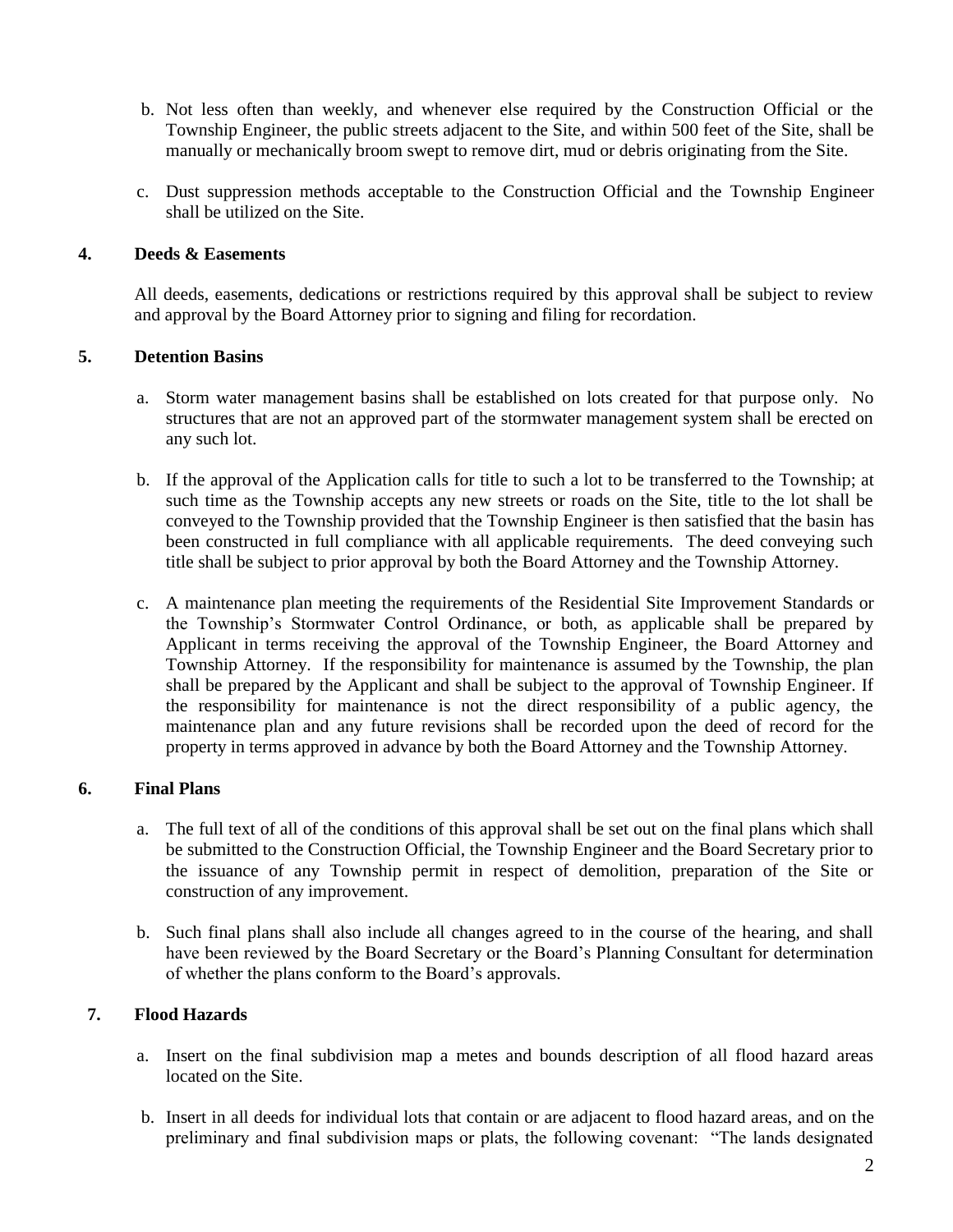b. Not less often than weekly, and whenever else required by the Construction Official or the Township Engineer, the public streets adjacent to the Site, and within 500 feet of the Site, shall be manually or mechanically broom swept to remove dirt, mud or debris originating from the Site.

c. Dust suppression methods acceptable to the Construction Official and the Township Engineer shall be utilized on the Site.

**4. Deeds & Easements**

All deeds, easements, dedications or restrictions required by this approval shall be subject to review and approval by the Board Attorney prior to signing and filing for recordation.

**5. Detention Basins**

a. Storm water management basins shall be established on lots created for that purpose only. No structures that are not an approved part of the stormwater management system shall be erected on any such lot.

b. If the approval of the Application calls for title to such a lot to be transferred to the Township; at such time as the Township accepts any new streets or roads on the Site, title to the lot shall be conveyed to the Township provided that the Township Engineer is then satisfied that the basin has been constructed in full compliance with all applicable requirements. The deed conveying such title shall be subject to prior approval by both the Board Attorney and the Township Attorney.

c. A maintenance plan meeting the requirements of the Residential Site Improvement Standards or the Township's Stormwater Control Ordinance, or both, as applicable shall be prepared by Applicant in terms receiving the approval of the Township Engineer, the Board Attorney and Township Attorney. If the responsibility for maintenance is assumed by the Township, the plan shall be prepared by the Applicant and shall be subject to the approval of Township Engineer. If the responsibility for maintenance is not the direct responsibility of a public agency, the maintenance plan and any future revisions shall be recorded upon the deed of record for the property in terms approved in advance by both the Board Attorney and the Township Attorney.

**6. Final Plans**

a. The full text of all of the conditions of this approval shall be set out on the final plans which shall be submitted to the Construction Official, the Township Engineer and the Board Secretary prior to the issuance of any Township permit in respect of demolition, preparation of the Site or construction of any improvement.

b. Such final plans shall also include all changes agreed to in the course of the hearing, and shall have been reviewed by the Board Secretary or the Board's Planning Consultant for determination of whether the plans conform to the Board's approvals.

**7. Flood Hazards**

a. Insert on the final subdivision map a metes and bounds description of all flood hazard areas located on the Site.

b. Insert in all deeds for individual lots that contain or are adjacent to flood hazard areas, and on the preliminary and final subdivision maps or plats, the following covenant: "The lands designated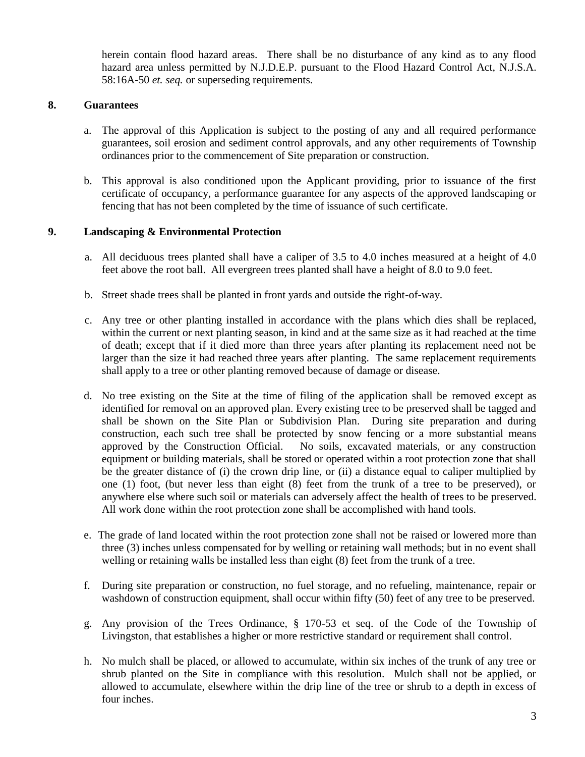herein contain flood hazard areas. There shall be no disturbance of any kind as to any flood hazard area unless permitted by N.J.D.E.P. pursuant to the Flood Hazard Control Act, N.J.S.A. 58:16A-50 *et. seq.* or superseding requirements.

**8. Guarantees**

a. The approval of this Application is subject to the posting of any and all required performance guarantees, soil erosion and sediment control approvals, and any other requirements of Township ordinances prior to the commencement of Site preparation or construction.

b. This approval is also conditioned upon the Applicant providing, prior to issuance of the first certificate of occupancy, a performance guarantee for any aspects of the approved landscaping or fencing that has not been completed by the time of issuance of such certificate.

**9. Landscaping & Environmental Protection**

a. All deciduous trees planted shall have a caliper of 3.5 to 4.0 inches measured at a height of 4.0 feet above the root ball. All evergreen trees planted shall have a height of 8.0 to 9.0 feet.

b. Street shade trees shall be planted in front yards and outside the right-of-way.

c. Any tree or other planting installed in accordance with the plans which dies shall be replaced, within the current or next planting season, in kind and at the same size as it had reached at the time of death; except that if it died more than three years after planting its replacement need not be larger than the size it had reached three years after planting. The same replacement requirements shall apply to a tree or other planting removed because of damage or disease.

d. No tree existing on the Site at the time of filing of the application shall be removed except as identified for removal on an approved plan. Every existing tree to be preserved shall be tagged and shall be shown on the Site Plan or Subdivision Plan. During site preparation and during construction, each such tree shall be protected by snow fencing or a more substantial means approved by the Construction Official. No soils, excavated materials, or any construction equipment or building materials, shall be stored or operated within a root protection zone that shall be the greater distance of (i) the crown drip line, or (ii) a distance equal to caliper multiplied by one (1) foot, (but never less than eight (8) feet from the trunk of a tree to be preserved), or anywhere else where such soil or materials can adversely affect the health of trees to be preserved. All work done within the root protection zone shall be accomplished with hand tools.

e. The grade of land located within the root protection zone shall not be raised or lowered more than three (3) inches unless compensated for by welling or retaining wall methods; but in no event shall welling or retaining walls be installed less than eight (8) feet from the trunk of a tree.

f. During site preparation or construction, no fuel storage, and no refueling, maintenance, repair or washdown of construction equipment, shall occur within fifty (50) feet of any tree to be preserved.

g. Any provision of the Trees Ordinance, § 170-53 et seq. of the Code of the Township of Livingston, that establishes a higher or more restrictive standard or requirement shall control.

h. No mulch shall be placed, or allowed to accumulate, within six inches of the trunk of any tree or shrub planted on the Site in compliance with this resolution. Mulch shall not be applied, or allowed to accumulate, elsewhere within the drip line of the tree or shrub to a depth in excess of four inches.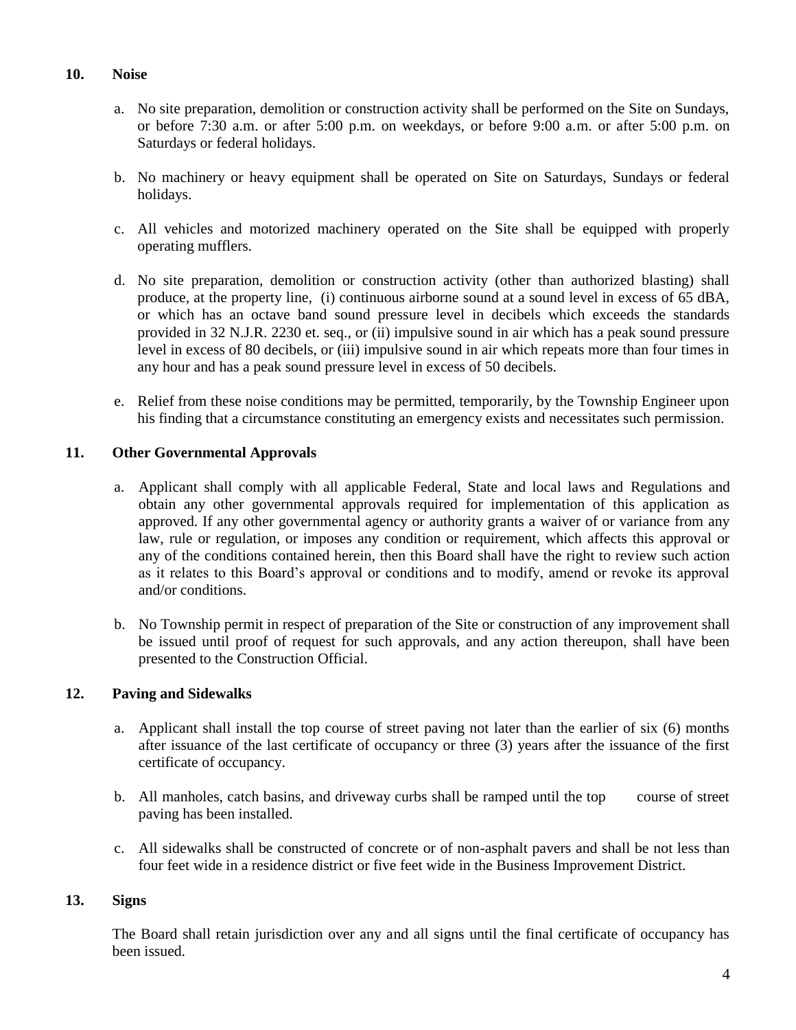**10. Noise**

a. No site preparation, demolition or construction activity shall be performed on the Site on Sundays, or before 7:30 a.m. or after 5:00 p.m. on weekdays, or before 9:00 a.m. or after 5:00 p.m. on Saturdays or federal holidays.

b. No machinery or heavy equipment shall be operated on Site on Saturdays, Sundays or federal holidays.

c. All vehicles and motorized machinery operated on the Site shall be equipped with properly operating mufflers.

d. No site preparation, demolition or construction activity (other than authorized blasting) shall produce, at the property line, (i) continuous airborne sound at a sound level in excess of 65 dBA, or which has an octave band sound pressure level in decibels which exceeds the standards provided in 32 N.J.R. 2230 et. seq., or (ii) impulsive sound in air which has a peak sound pressure level in excess of 80 decibels, or (iii) impulsive sound in air which repeats more than four times in any hour and has a peak sound pressure level in excess of 50 decibels.

e. Relief from these noise conditions may be permitted, temporarily, by the Township Engineer upon his finding that a circumstance constituting an emergency exists and necessitates such permission.

**11. Other Governmental Approvals**

a. Applicant shall comply with all applicable Federal, State and local laws and Regulations and obtain any other governmental approvals required for implementation of this application as approved. If any other governmental agency or authority grants a waiver of or variance from any law, rule or regulation, or imposes any condition or requirement, which affects this approval or any of the conditions contained herein, then this Board shall have the right to review such action as it relates to this Board's approval or conditions and to modify, amend or revoke its approval and/or conditions.

b. No Township permit in respect of preparation of the Site or construction of any improvement shall be issued until proof of request for such approvals, and any action thereupon, shall have been presented to the Construction Official.

**12. Paving and Sidewalks**

a. Applicant shall install the top course of street paving not later than the earlier of six (6) months after issuance of the last certificate of occupancy or three (3) years after the issuance of the first certificate of occupancy.

b. All manholes, catch basins, and driveway curbs shall be ramped until the top course of street paving has been installed.

c. All sidewalks shall be constructed of concrete or of non-asphalt pavers and shall be not less than four feet wide in a residence district or five feet wide in the Business Improvement District.

**13. Signs**

The Board shall retain jurisdiction over any and all signs until the final certificate of occupancy has been issued.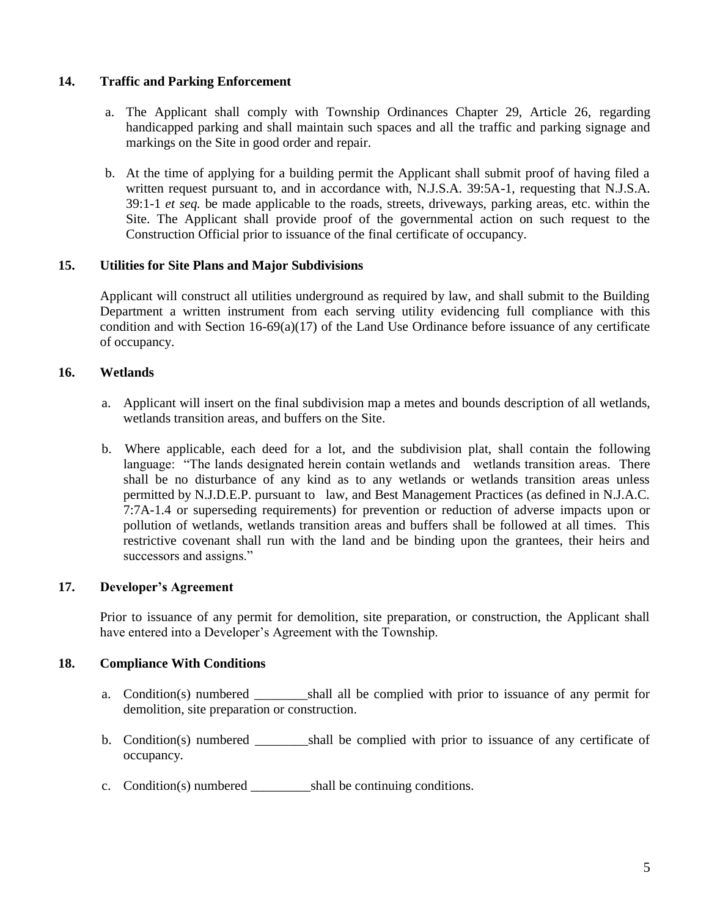### 14. Traffic and Parking Enforcement

a. The Applicant shall comply with Township Ordinances Chapter 29, Article 26, regarding handicapped parking and shall maintain such spaces and all the traffic and parking signage and markings on the Site in good order and repair.

b. At the time of applying for a building permit the Applicant shall submit proof of having filed a written request pursuant to, and in accordance with, N.J.S.A. 39:5A-1, requesting that N.J.S.A. 39:1-1 *et seq.* be made applicable to the roads, streets, driveways, parking areas, etc. within the Site. The Applicant shall provide proof of the governmental action on such request to the Construction Official prior to issuance of the final certificate of occupancy.

### 15. Utilities for Site Plans and Major Subdivisions

Applicant will construct all utilities underground as required by law, and shall submit to the Building Department a written instrument from each serving utility evidencing full compliance with this condition and with Section 16-69(a)(17) of the Land Use Ordinance before issuance of any certificate of occupancy.

### 16. Wetlands

a. Applicant will insert on the final subdivision map a metes and bounds description of all wetlands, wetlands transition areas, and buffers on the Site.

b. Where applicable, each deed for a lot, and the subdivision plat, shall contain the following language: "The lands designated herein contain wetlands and wetlands transition areas. There shall be no disturbance of any kind as to any wetlands or wetlands transition areas unless permitted by N.J.D.E.P. pursuant to law, and Best Management Practices (as defined in N.J.A.C. 7:7A-1.4 or superseding requirements) for prevention or reduction of adverse impacts upon or pollution of wetlands, wetlands transition areas and buffers shall be followed at all times. This restrictive covenant shall run with the land and be binding upon the grantees, their heirs and successors and assigns."

### 17. Developer's Agreement

Prior to issuance of any permit for demolition, site preparation, or construction, the Applicant shall have entered into a Developer's Agreement with the Township.

### 18. Compliance With Conditions

a. Condition(s) numbered ________shall all be complied with prior to issuance of any permit for demolition, site preparation or construction.

b. Condition(s) numbered ________shall be complied with prior to issuance of any certificate of occupancy.

c. Condition(s) numbered _________shall be continuing conditions.